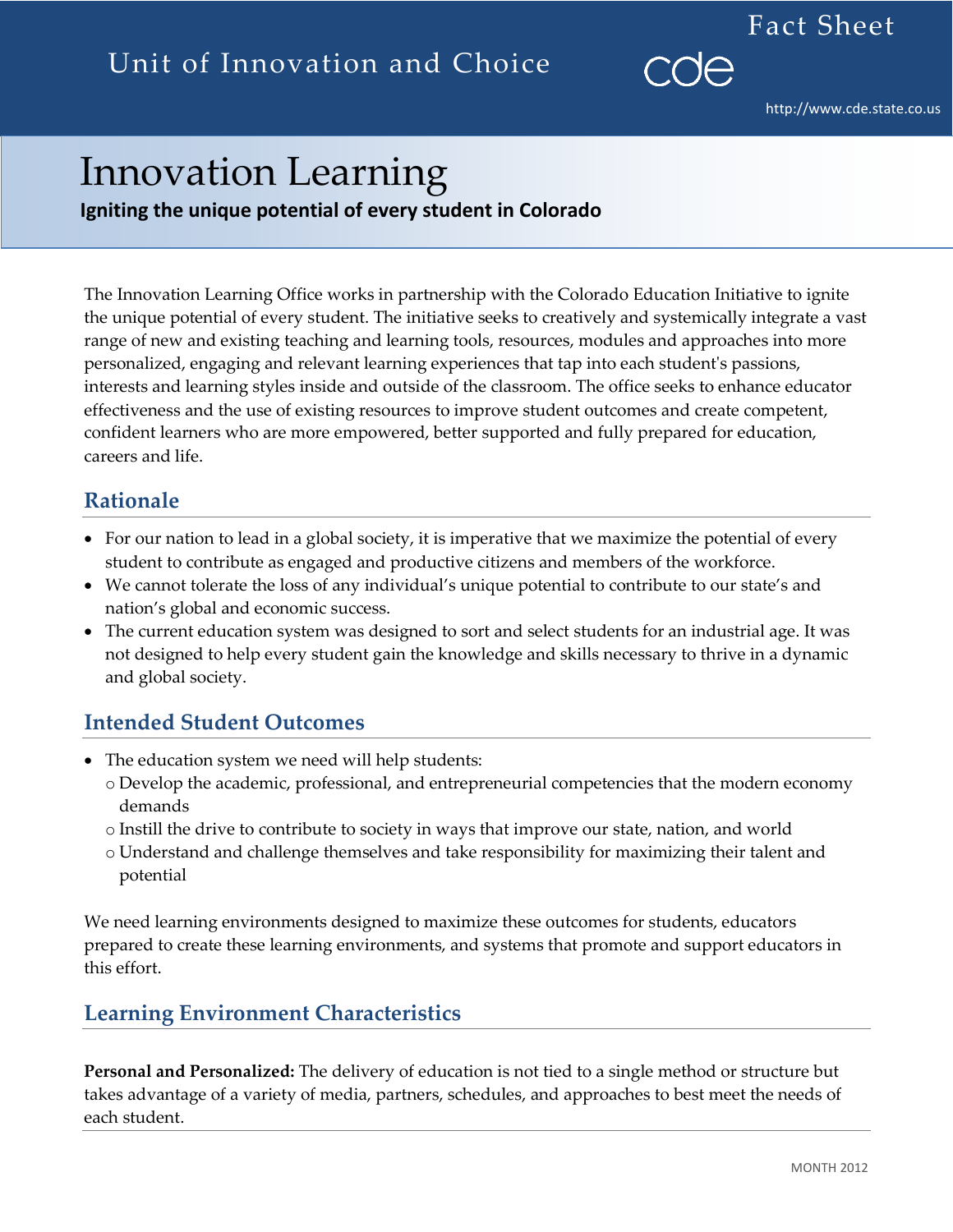Unit of Innovation and Choice

Fact Sheet

http://www.cde.state.co.us

# Innovation Learning

**Igniting the unique potential of every student in Colorado**

The Innovation Learning Office works in partnership with the Colorado Education Initiative to ignite the unique potential of every student. The initiative seeks to creatively and systemically integrate a vast range of new and existing teaching and learning tools, resources, modules and approaches into more personalized, engaging and relevant learning experiences that tap into each student's passions, interests and learning styles inside and outside of the classroom. The office seeks to enhance educator effectiveness and the use of existing resources to improve student outcomes and create competent, confident learners who are more empowered, better supported and fully prepared for education, careers and life.

## Rationale

- For our nation to lead in a global society, it is imperative that we maximize the potential of every student to contribute as engaged and productive citizens and members of the workforce.
- We cannot tolerate the loss of any individual's unique potential to contribute to our state's and nation's global and economic success.
- The current education system was designed to sort and select students for an industrial age. It was not designed to help every student gain the knowledge and skills necessary to thrive in a dynamic and global society.

## Intended Student Outcomes

- The education system we need will help students:
  - Develop the academic, professional, and entrepreneurial competencies that the modern economy demands
  - Instill the drive to contribute to society in ways that improve our state, nation, and world
  - Understand and challenge themselves and take responsibility for maximizing their talent and potential

We need learning environments designed to maximize these outcomes for students, educators prepared to create these learning environments, and systems that promote and support educators in this effort.

## Learning Environment Characteristics

**Personal and Personalized:** The delivery of education is not tied to a single method or structure but takes advantage of a variety of media, partners, schedules, and approaches to best meet the needs of each student.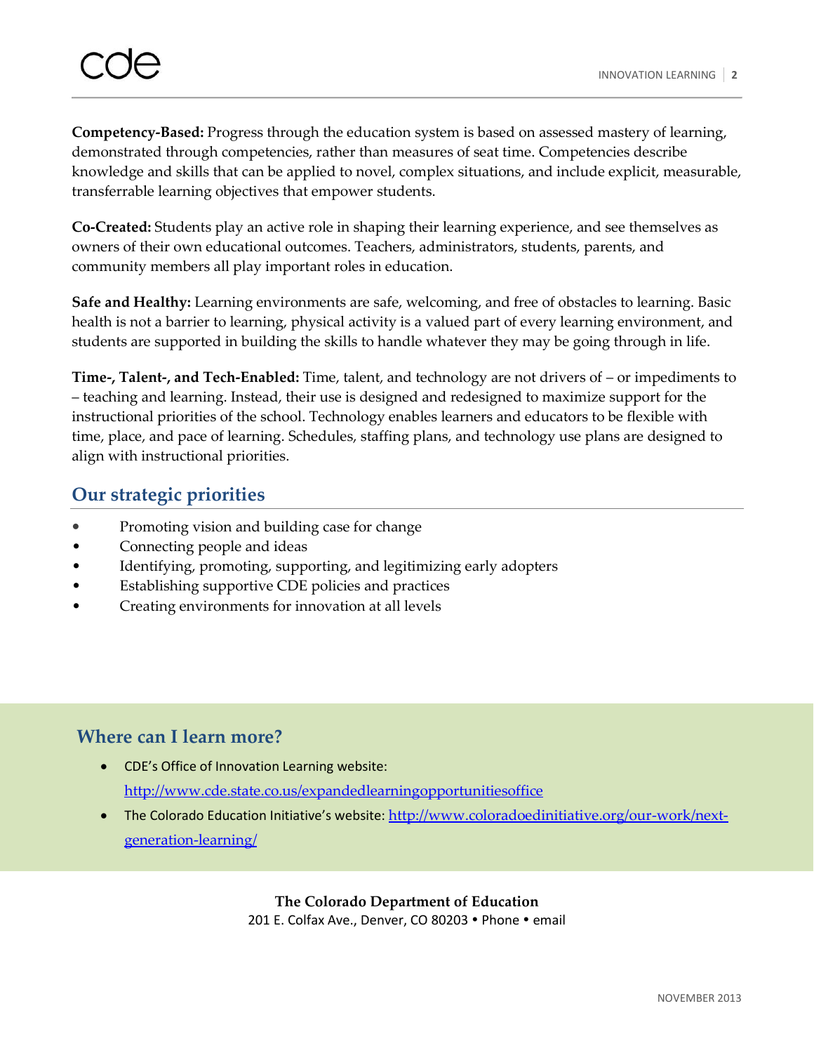**Competency-Based:** Progress through the education system is based on assessed mastery of learning, demonstrated through competencies, rather than measures of seat time. Competencies describe knowledge and skills that can be applied to novel, complex situations, and include explicit, measurable, transferrable learning objectives that empower students.

**Co-Created:** Students play an active role in shaping their learning experience, and see themselves as owners of their own educational outcomes. Teachers, administrators, students, parents, and community members all play important roles in education.

**Safe and Healthy:** Learning environments are safe, welcoming, and free of obstacles to learning. Basic health is not a barrier to learning, physical activity is a valued part of every learning environment, and students are supported in building the skills to handle whatever they may be going through in life.

**Time-, Talent-, and Tech-Enabled:** Time, talent, and technology are not drivers of – or impediments to – teaching and learning. Instead, their use is designed and redesigned to maximize support for the instructional priorities of the school. Technology enables learners and educators to be flexible with time, place, and pace of learning. Schedules, staffing plans, and technology use plans are designed to align with instructional priorities.

## Our strategic priorities

- Promoting vision and building case for change
- Connecting people and ideas
- Identifying, promoting, supporting, and legitimizing early adopters
- Establishing supportive CDE policies and practices
- Creating environments for innovation at all levels

## Where can I learn more?

- CDE's Office of Innovation Learning website: http://www.cde.state.co.us/expandedlearningopportunitiesoffice
- The Colorado Education Initiative's website: http://www.coloradoedinitiative.org/our-work/next-generation-learning/

**The Colorado Department of Education**
201 E. Colfax Ave., Denver, CO 80203 • Phone • email

NOVEMBER 2013